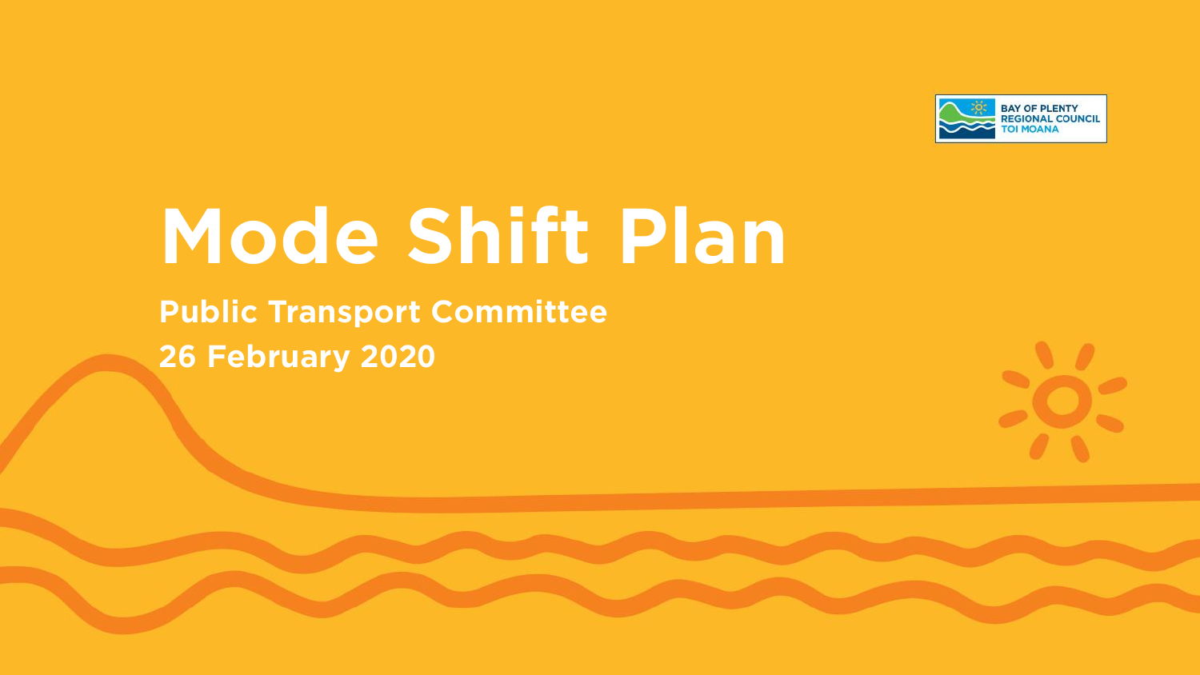BAY OF PLENTY REGIONAL COUNCIL TOI MOANA

# Mode Shift Plan

**Public Transport Committee**

**26 February 2020**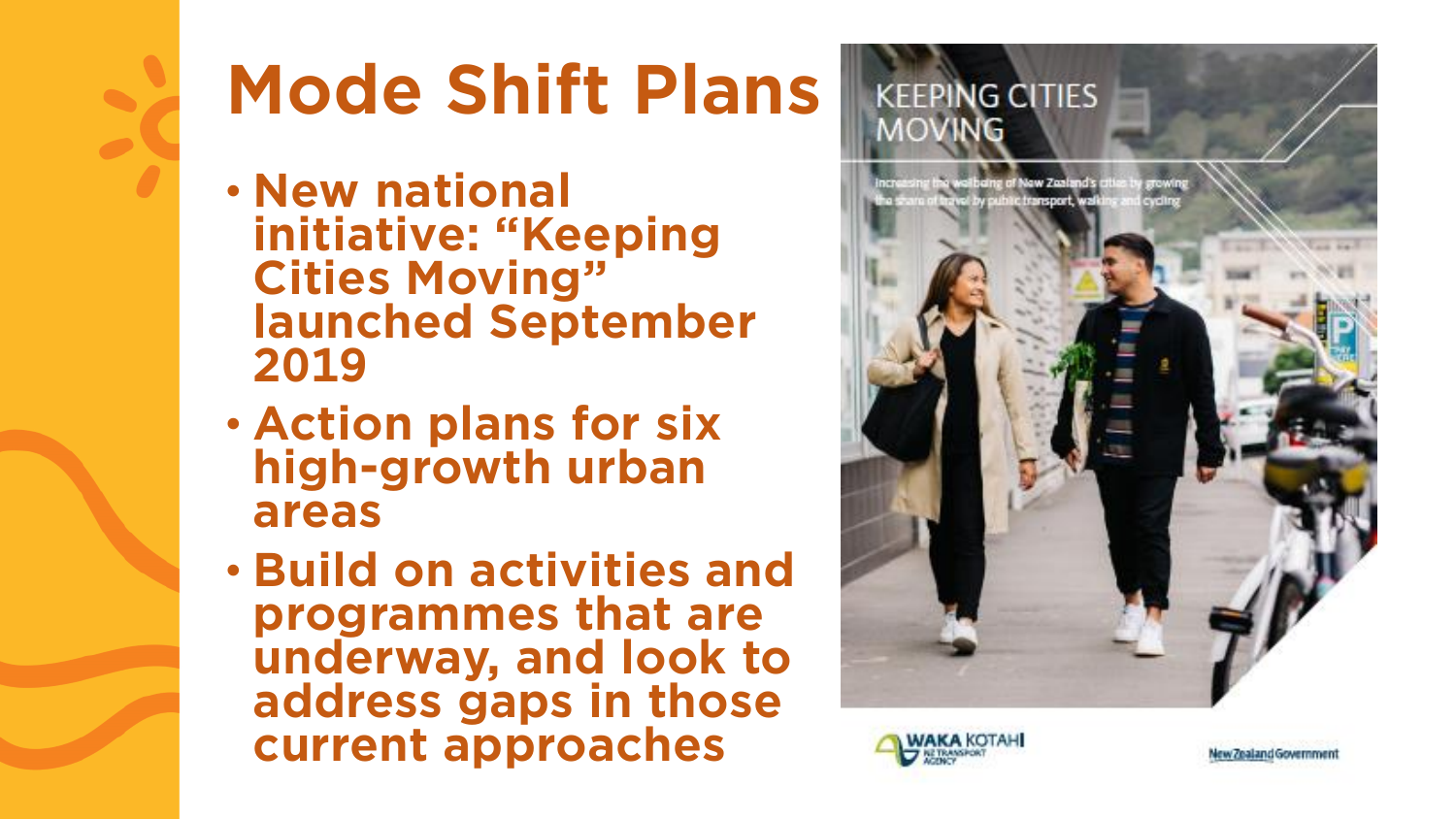# Mode Shift Plans

- New national initiative: "Keeping Cities Moving" launched September 2019
- Action plans for six high-growth urban areas
- Build on activities and programmes that are underway, and look to address gaps in those current approaches

KEEPING CITIES MOVING

Increasing the wellbeing of New Zealand's cities by growing the share of travel by public transport, walking and cycling

WAKA KOTAHI NZ TRANSPORT AGENCY

New Zealand Government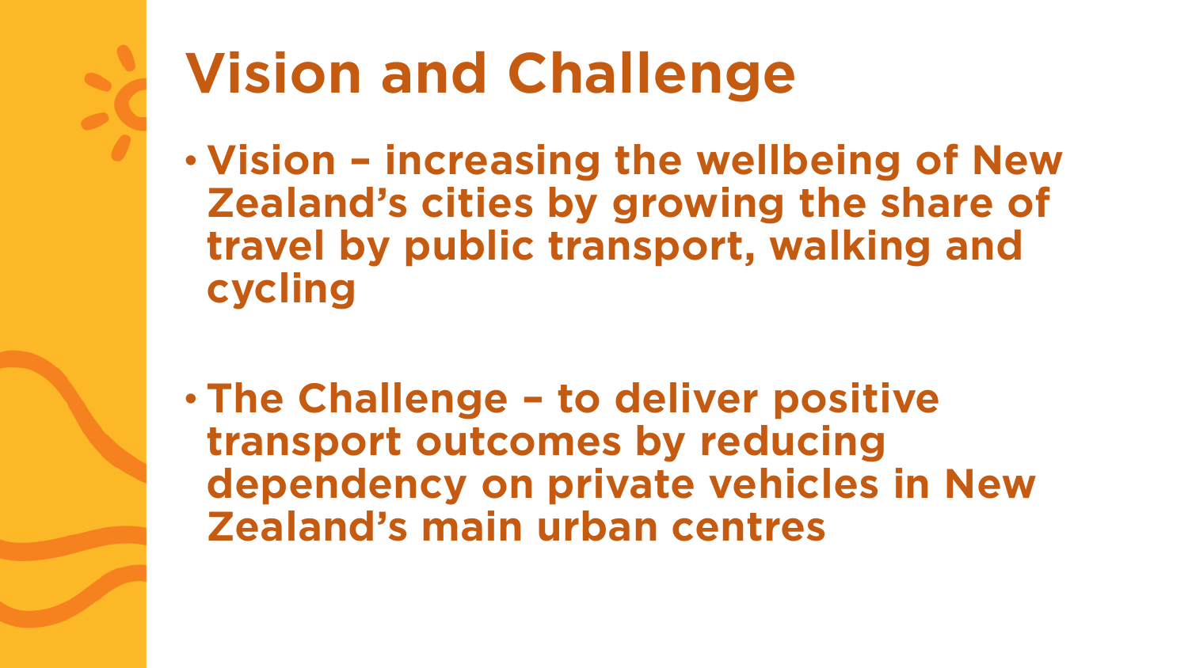# Vision and Challenge

- **Vision – increasing the wellbeing of New Zealand's cities by growing the share of travel by public transport, walking and cycling**

- **The Challenge – to deliver positive transport outcomes by reducing dependency on private vehicles in New Zealand's main urban centres**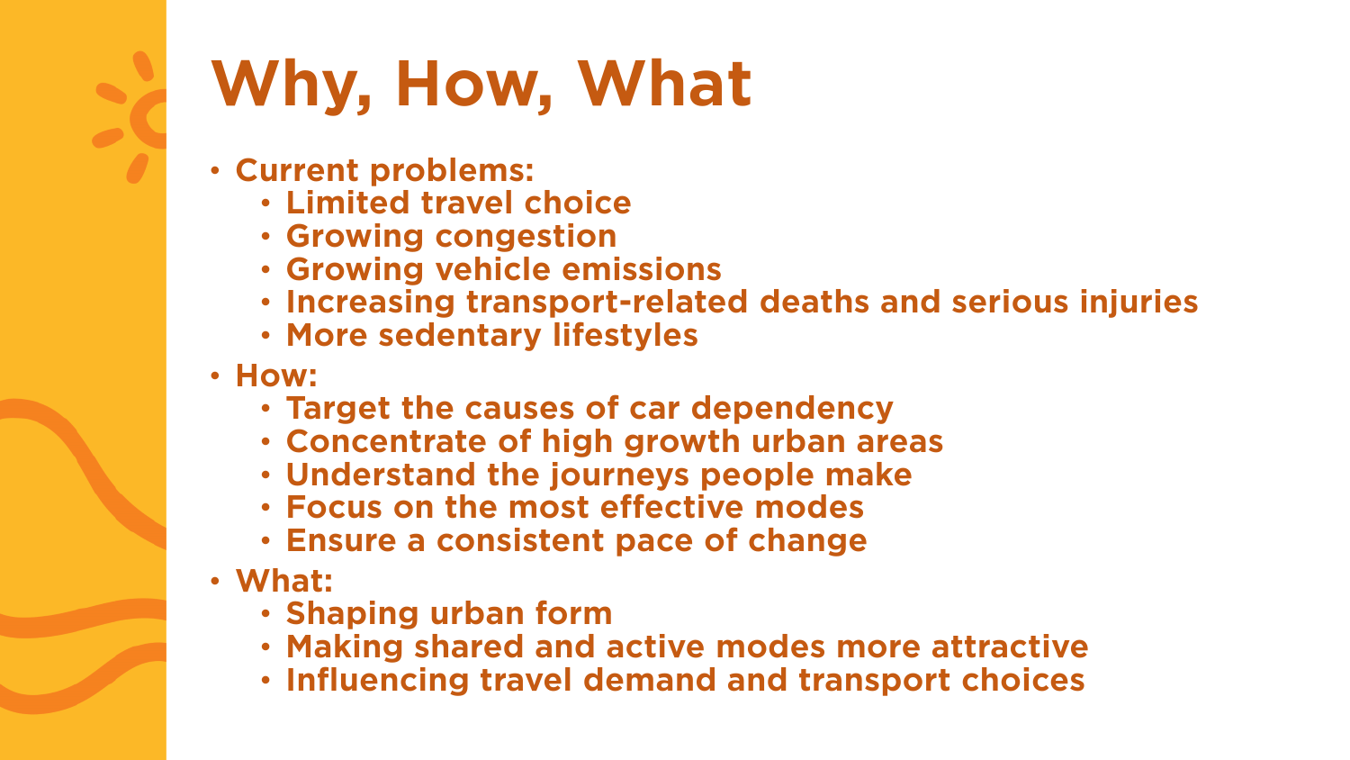# Why, How, What

- Current problems:
  - Limited travel choice
  - Growing congestion
  - Growing vehicle emissions
  - Increasing transport-related deaths and serious injuries
  - More sedentary lifestyles
- How:
  - Target the causes of car dependency
  - Concentrate of high growth urban areas
  - Understand the journeys people make
  - Focus on the most effective modes
  - Ensure a consistent pace of change
- What:
  - Shaping urban form
  - Making shared and active modes more attractive
  - Influencing travel demand and transport choices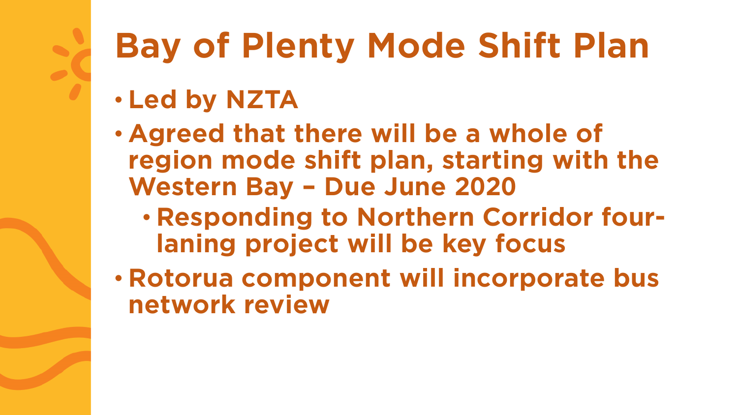# Bay of Plenty Mode Shift Plan

- Led by NZTA
- Agreed that there will be a whole of region mode shift plan, starting with the Western Bay – Due June 2020
  - Responding to Northern Corridor four-laning project will be key focus
- Rotorua component will incorporate bus network review